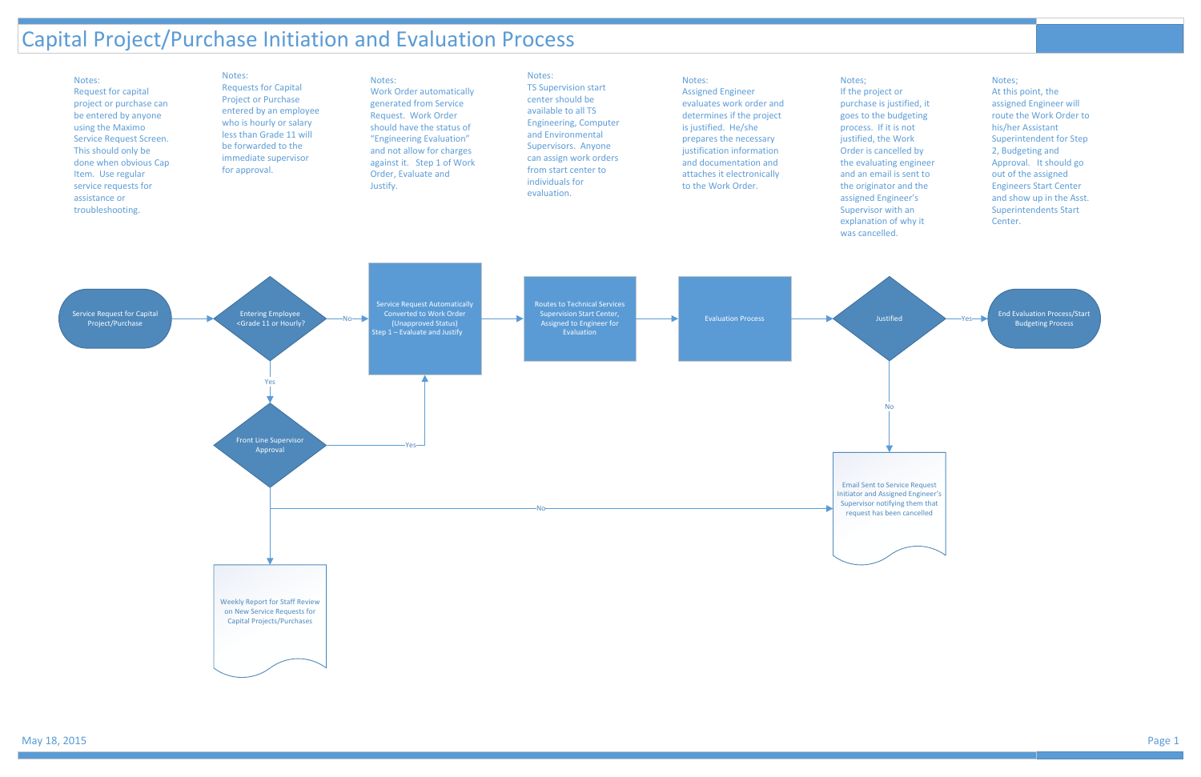# Capital Project/Purchase Initiation and Evaluation Process

Notes:
Request for capital project or purchase can be entered by anyone using the Maximo Service Request Screen. This should only be done when obvious Cap Item. Use regular service requests for assistance or troubleshooting.

Notes:
Requests for Capital Project or Purchase entered by an employee who is hourly or salary less than Grade 11 will be forwarded to the immediate supervisor for approval.

Notes:
Work Order automatically generated from Service Request. Work Order should have the status of "Engineering Evaluation" and not allow for charges against it. Step 1 of Work Order, Evaluate and Justify.

Notes:
TS Supervision start center should be available to all TS Engineering, Computer and Environmental Supervisors. Anyone can assign work orders from start center to individuals for evaluation.

Notes:
Assigned Engineer evaluates work order and determines if the project is justified. He/she prepares the necessary justification information and documentation and attaches it electronically to the Work Order.

Notes;
If the project or purchase is justified, it goes to the budgeting process. If it is not justified, the Work Order is cancelled by the evaluating engineer and an email is sent to the originator and the assigned Engineer's Supervisor with an explanation of why it was cancelled.

Notes;
At this point, the assigned Engineer will route the Work Order to his/her Assistant Superintendent for Step 2, Budgeting and Approval. It should go out of the assigned Engineers Start Center and show up in the Asst. Superintendents Start Center.

Service Request for Capital Project/Purchase

Entering Employee <Grade 11 or Hourly?

No

Yes

Front Line Supervisor Approval

Yes

No

Weekly Report for Staff Review on New Service Requests for Capital Projects/Purchases

Service Request Automatically Converted to Work Order (Unapproved Status) Step 1 – Evaluate and Justify

Routes to Technical Services Supervision Start Center, Assigned to Engineer for Evaluation

Evaluation Process

Justified

Yes

No

End Evaluation Process/Start Budgeting Process

Email Sent to Service Request Initiator and Assigned Engineer's Supervisor notifying them that request has been cancelled

May 18, 2015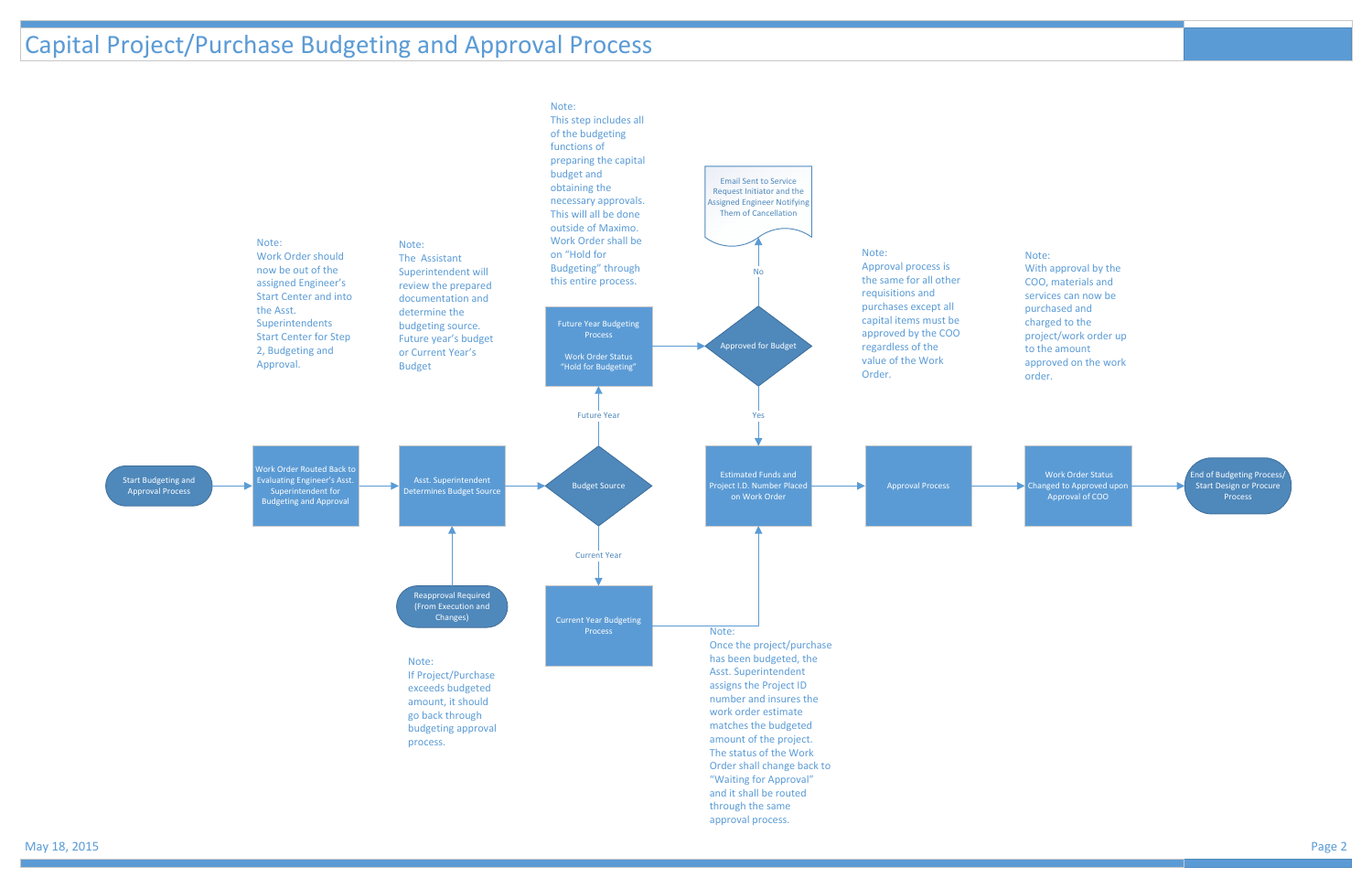# Capital Project/Purchase Budgeting and Approval Process

Start Budgeting and Approval Process

Work Order Routed Back to Evaluating Engineer's Asst. Superintendent for Budgeting and Approval

Asst. Superintendent Determines Budget Source

Budget Source

Future Year

Future Year Budgeting Process

Work Order Status "Hold for Budgeting"

Current Year

Current Year Budgeting Process

Approved for Budget

No

Email Sent to Service Request Initiator and the Assigned Engineer Notifying Them of Cancellation

Yes

Estimated Funds and Project I.D. Number Placed on Work Order

Approval Process

Work Order Status Changed to Approved upon Approval of COO

End of Budgeting Process/ Start Design or Procure Process

Reapproval Required (From Execution and Changes)

Note:
Work Order should now be out of the assigned Engineer's Start Center and into the Asst. Superintendents Start Center for Step 2, Budgeting and Approval.

Note:
The Assistant Superintendent will review the prepared documentation and determine the budgeting source. Future year's budget or Current Year's Budget

Note:
This step includes all of the budgeting functions of preparing the capital budget and obtaining the necessary approvals. This will all be done outside of Maximo. Work Order shall be on "Hold for Budgeting" through this entire process.

Note:
Approval process is the same for all other requisitions and purchases except all capital items must be approved by the COO regardless of the value of the Work Order.

Note:
With approval by the COO, materials and services can now be purchased and charged to the project/work order up to the amount approved on the work order.

Note:
If Project/Purchase exceeds budgeted amount, it should go back through budgeting approval process.

Note:
Once the project/purchase has been budgeted, the Asst. Superintendent assigns the Project ID number and insures the work order estimate matches the budgeted amount of the project. The status of the Work Order shall change back to "Waiting for Approval" and it shall be routed through the same approval process.

May 18, 2015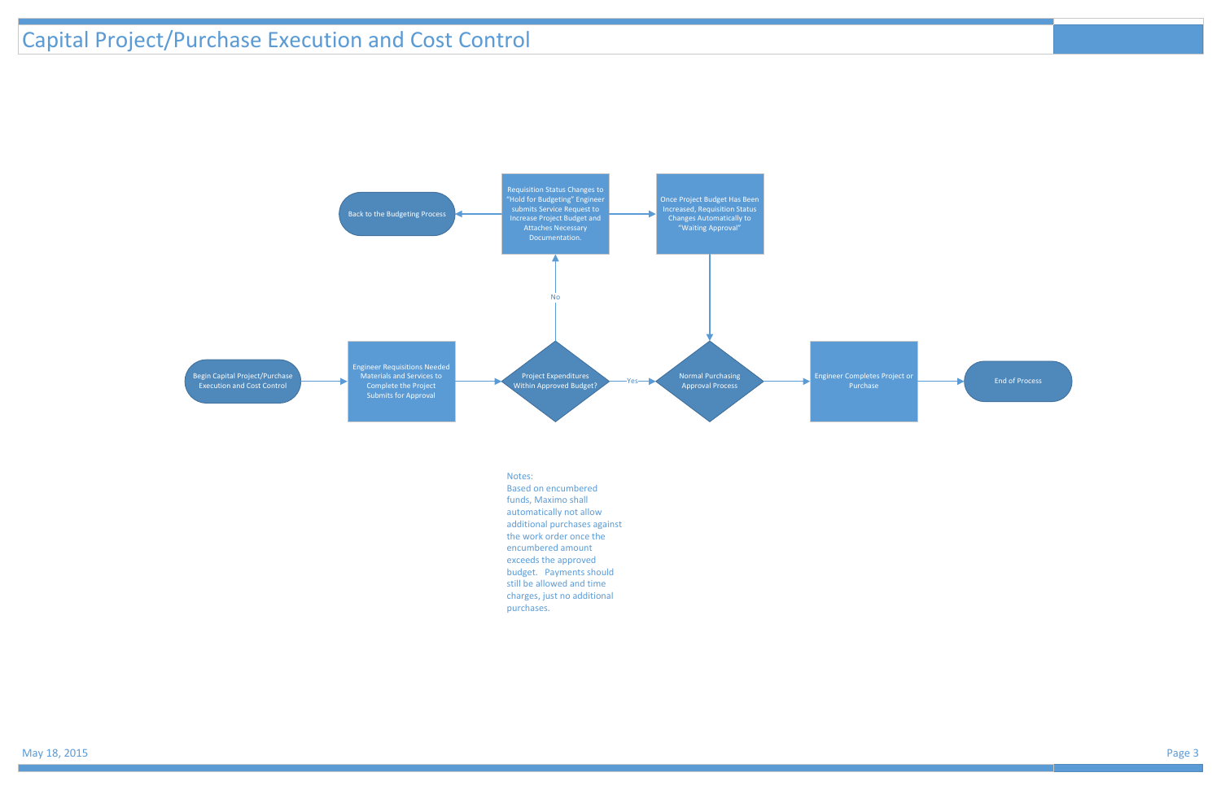# Capital Project/Purchase Execution and Cost Control

Begin Capital Project/Purchase Execution and Cost Control

Engineer Requisitions Needed Materials and Services to Complete the Project Submits for Approval

Project Expenditures Within Approved Budget?

No

Requisition Status Changes to "Hold for Budgeting" Engineer submits Service Request to Increase Project Budget and Attaches Necessary Documentation.

Back to the Budgeting Process

Once Project Budget Has Been Increased, Requisition Status Changes Automatically to "Waiting Approval"

Yes

Normal Purchasing Approval Process

Engineer Completes Project or Purchase

End of Process

Notes:
Based on encumbered funds, Maximo shall automatically not allow additional purchases against the work order once the encumbered amount exceeds the approved budget. Payments should still be allowed and time charges, just no additional purchases.

May 18, 2015